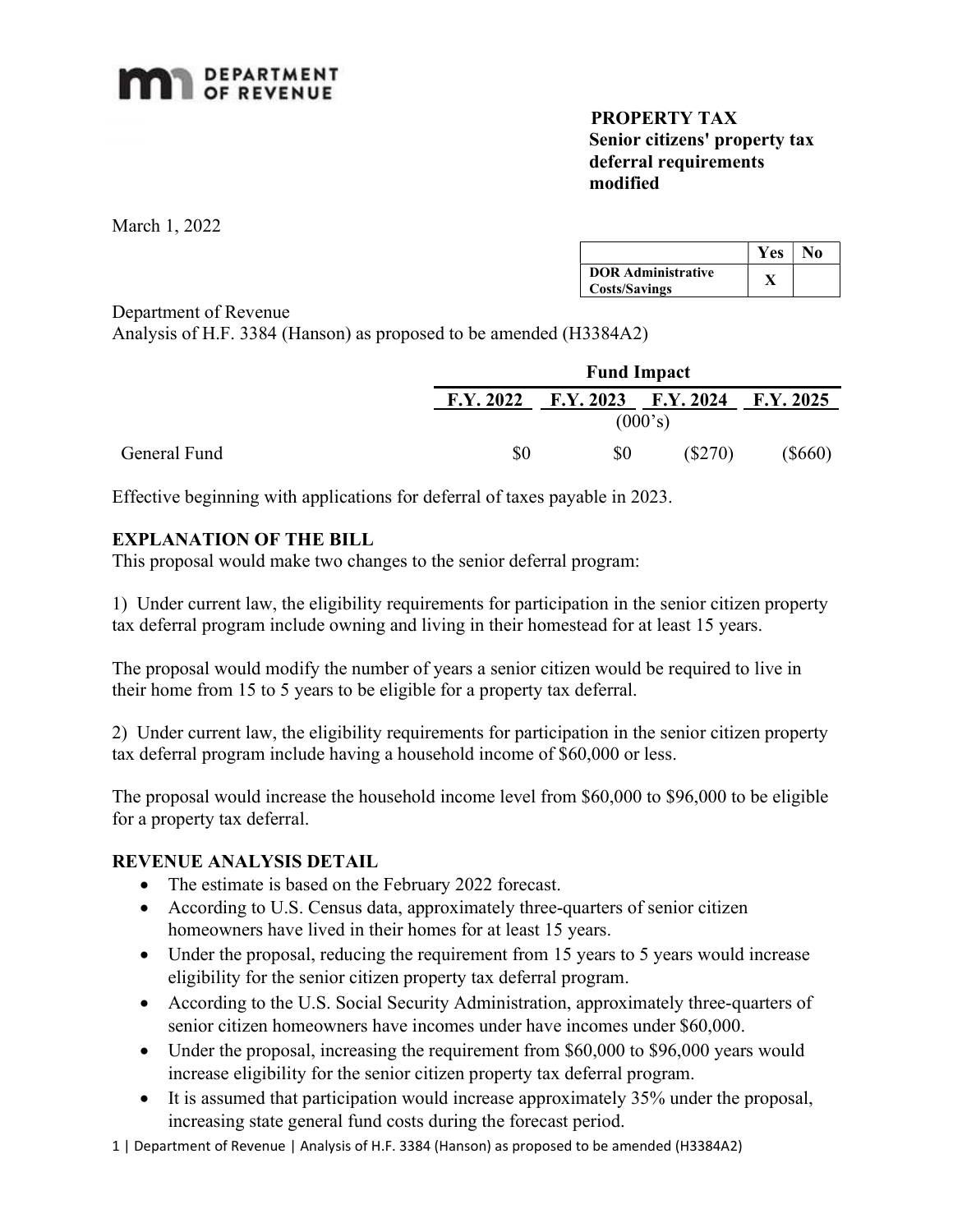**DEPARTMENT OF REVENUE**

**PROPERTY TAX**
**Senior citizens' property tax deferral requirements modified**

March 1, 2022

| | Yes | No |
|---|---|---|
| **DOR Administrative Costs/Savings** | X | |

Department of Revenue
Analysis of H.F. 3384 (Hanson) as proposed to be amended (H3384A2)

| | Fund Impact | | | |
|---|---|---|---|---|
| | **F.Y. 2022** | **F.Y. 2023** | **F.Y. 2024** | **F.Y. 2025** |
| | (000's) | | | |
| General Fund | $0 | $0 | ($270) | ($660) |

Effective beginning with applications for deferral of taxes payable in 2023.

## EXPLANATION OF THE BILL

This proposal would make two changes to the senior deferral program:

1) Under current law, the eligibility requirements for participation in the senior citizen property tax deferral program include owning and living in their homestead for at least 15 years.

The proposal would modify the number of years a senior citizen would be required to live in their home from 15 to 5 years to be eligible for a property tax deferral.

2) Under current law, the eligibility requirements for participation in the senior citizen property tax deferral program include having a household income of $60,000 or less.

The proposal would increase the household income level from $60,000 to $96,000 to be eligible for a property tax deferral.

## REVENUE ANALYSIS DETAIL

- The estimate is based on the February 2022 forecast.
- According to U.S. Census data, approximately three-quarters of senior citizen homeowners have lived in their homes for at least 15 years.
- Under the proposal, reducing the requirement from 15 years to 5 years would increase eligibility for the senior citizen property tax deferral program.
- According to the U.S. Social Security Administration, approximately three-quarters of senior citizen homeowners have incomes under have incomes under $60,000.
- Under the proposal, increasing the requirement from $60,000 to $96,000 years would increase eligibility for the senior citizen property tax deferral program.
- It is assumed that participation would increase approximately 35% under the proposal, increasing state general fund costs during the forecast period.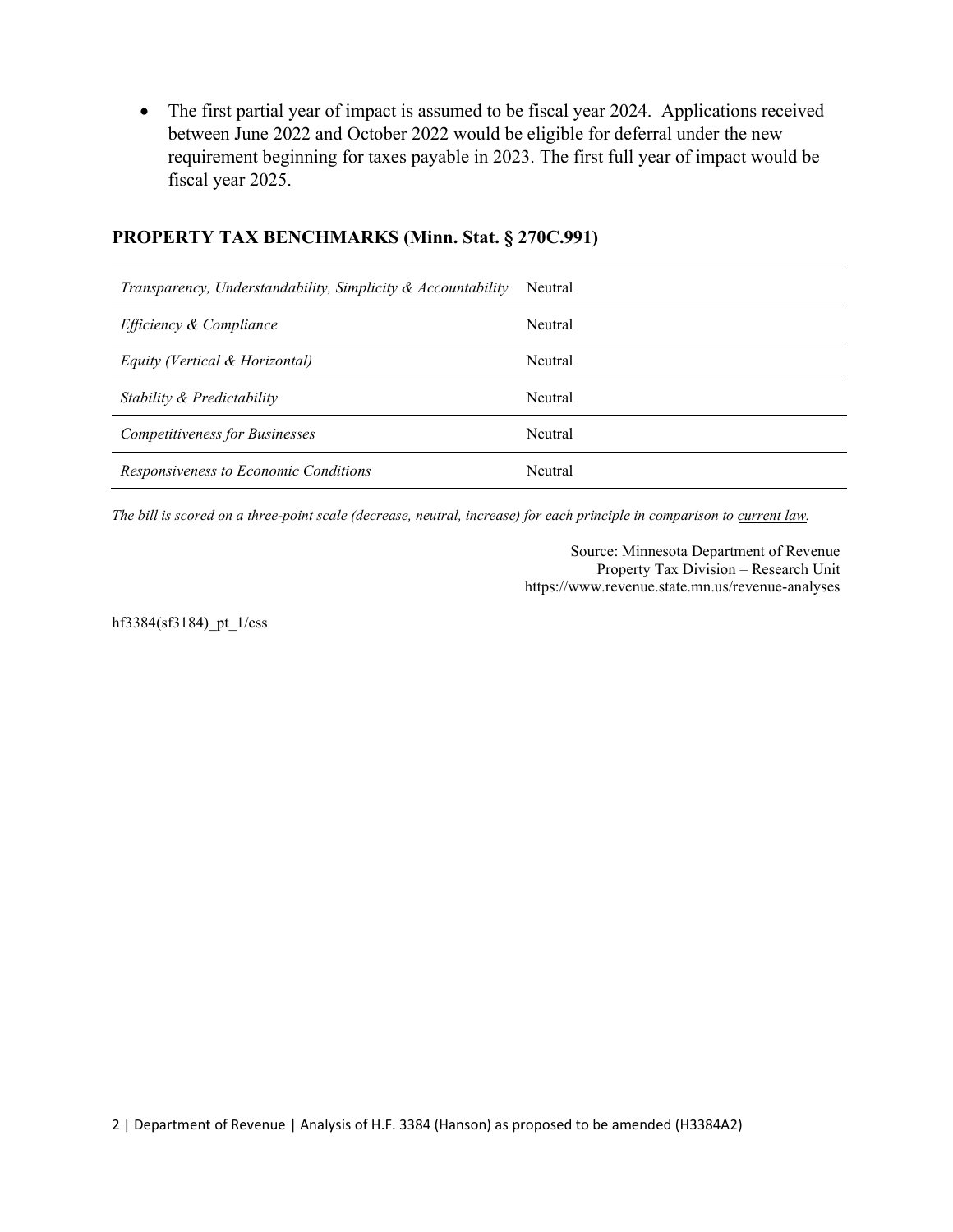- The first partial year of impact is assumed to be fiscal year 2024. Applications received between June 2022 and October 2022 would be eligible for deferral under the new requirement beginning for taxes payable in 2023. The first full year of impact would be fiscal year 2025.

## PROPERTY TAX BENCHMARKS (Minn. Stat. § 270C.991)

| | |
|---|---|
| *Transparency, Understandability, Simplicity & Accountability* | Neutral |
| *Efficiency & Compliance* | Neutral |
| *Equity (Vertical & Horizontal)* | Neutral |
| *Stability & Predictability* | Neutral |
| *Competitiveness for Businesses* | Neutral |
| *Responsiveness to Economic Conditions* | Neutral |

*The bill is scored on a three-point scale (decrease, neutral, increase) for each principle in comparison to current law.*

Source: Minnesota Department of Revenue
Property Tax Division – Research Unit
https://www.revenue.state.mn.us/revenue-analyses

hf3384(sf3184)_pt_1/css